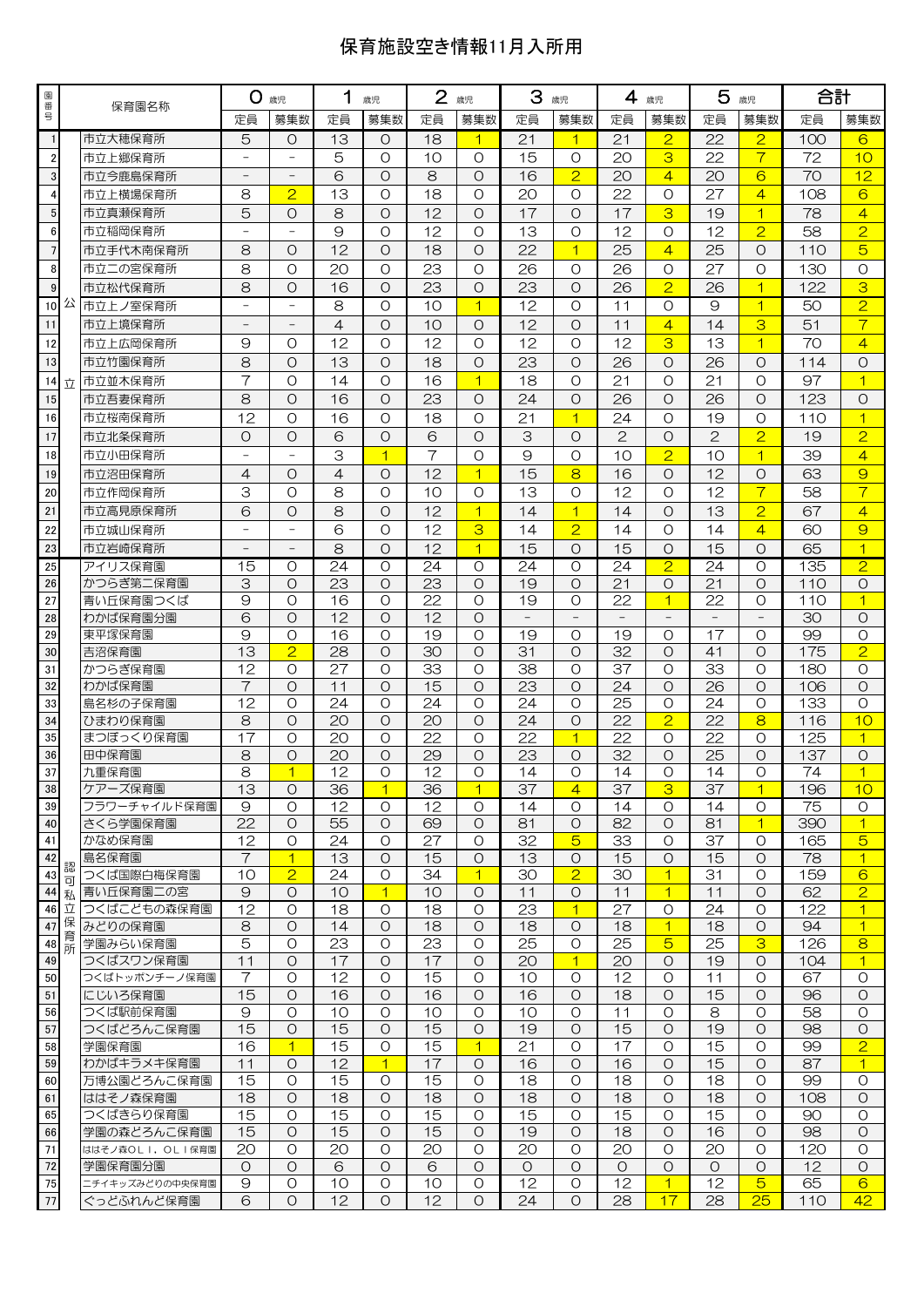# 保育施設空き情報11月入所用

| 園番号 | | 保育園名称 | 0歳児 | | 1歳児 | | 2歳児 | | 3歳児 | | 4歳児 | | 5歳児 | | 合計 | |
|---|---|---|---|---|---|---|---|---|---|---|---|---|---|---|---|---|
| | | | 定員 | 募集数 | 定員 | 募集数 | 定員 | 募集数 | 定員 | 募集数 | 定員 | 募集数 | 定員 | 募集数 | 定員 | 募集数 |
| 1 | 公立 | 市立大穂保育所 | 5 | 0 | 13 | 0 | 18 | 1 | 21 | 1 | 21 | 2 | 22 | 2 | 100 | 6 |
| 2 | 公立 | 市立上郷保育所 | － | － | 5 | 0 | 10 | 0 | 15 | 0 | 20 | 3 | 22 | 7 | 72 | 10 |
| 3 | 公立 | 市立今鹿島保育所 | － | － | 6 | 0 | 8 | 0 | 16 | 2 | 20 | 4 | 20 | 6 | 70 | 12 |
| 4 | 公立 | 市立上横場保育所 | 8 | 2 | 13 | 0 | 18 | 0 | 20 | 0 | 22 | 0 | 27 | 4 | 108 | 6 |
| 5 | 公立 | 市立真瀬保育所 | 5 | 0 | 8 | 0 | 12 | 0 | 17 | 0 | 17 | 3 | 19 | 1 | 78 | 4 |
| 6 | 公立 | 市立稲岡保育所 | － | － | 9 | 0 | 12 | 0 | 13 | 0 | 12 | 0 | 12 | 2 | 58 | 2 |
| 7 | 公立 | 市立手代木南保育所 | 8 | 0 | 12 | 0 | 18 | 0 | 22 | 1 | 25 | 4 | 25 | 0 | 110 | 5 |
| 8 | 公立 | 市立二の宮保育所 | 8 | 0 | 20 | 0 | 23 | 0 | 26 | 0 | 26 | 0 | 27 | 0 | 130 | 0 |
| 9 | 公立 | 市立松代保育所 | 8 | 0 | 16 | 0 | 23 | 0 | 23 | 0 | 26 | 2 | 26 | 1 | 122 | 3 |
| 10 | 公立 | 市立上ノ室保育所 | － | － | 8 | 0 | 10 | 1 | 12 | 0 | 11 | 0 | 9 | 1 | 50 | 2 |
| 11 | 公立 | 市立上境保育所 | － | － | 4 | 0 | 10 | 0 | 12 | 0 | 11 | 4 | 14 | 3 | 51 | 7 |
| 12 | 公立 | 市立上広岡保育所 | 9 | 0 | 12 | 0 | 12 | 0 | 12 | 0 | 12 | 3 | 13 | 1 | 70 | 4 |
| 13 | 公立 | 市立竹園保育所 | 8 | 0 | 13 | 0 | 18 | 0 | 23 | 0 | 26 | 0 | 26 | 0 | 114 | 0 |
| 14 | 公立 | 市立並木保育所 | 7 | 0 | 14 | 0 | 16 | 1 | 18 | 0 | 21 | 0 | 21 | 0 | 97 | 1 |
| 15 | 公立 | 市立吾妻保育所 | 8 | 0 | 16 | 0 | 23 | 0 | 24 | 0 | 26 | 0 | 26 | 0 | 123 | 0 |
| 16 | 公立 | 市立桜南保育所 | 12 | 0 | 16 | 0 | 18 | 0 | 21 | 1 | 24 | 0 | 19 | 0 | 110 | 1 |
| 17 | 公立 | 市立北条保育所 | 0 | 0 | 6 | 0 | 6 | 0 | 3 | 0 | 2 | 0 | 2 | 2 | 19 | 2 |
| 18 | 公立 | 市立小田保育所 | － | － | 3 | 1 | 7 | 0 | 9 | 0 | 10 | 2 | 10 | 1 | 39 | 4 |
| 19 | 公立 | 市立沼田保育所 | 4 | 0 | 4 | 0 | 12 | 1 | 15 | 8 | 16 | 0 | 12 | 0 | 63 | 9 |
| 20 | 公立 | 市立作岡保育所 | 3 | 0 | 8 | 0 | 10 | 0 | 13 | 0 | 12 | 0 | 12 | 7 | 58 | 7 |
| 21 | 公立 | 市立高見原保育所 | 6 | 0 | 8 | 0 | 12 | 1 | 14 | 1 | 14 | 0 | 13 | 2 | 67 | 4 |
| 22 | 公立 | 市立城山保育所 | － | － | 6 | 0 | 12 | 3 | 14 | 2 | 14 | 0 | 14 | 4 | 60 | 9 |
| 23 | 公立 | 市立岩崎保育所 | － | － | 8 | 0 | 12 | 1 | 15 | 0 | 15 | 0 | 15 | 0 | 65 | 1 |
| 25 | 認可私立保育所 | アイリス保育園 | 15 | 0 | 24 | 0 | 24 | 0 | 24 | 0 | 24 | 2 | 24 | 0 | 135 | 2 |
| 26 | 認可私立保育所 | かつらぎ第二保育園 | 3 | 0 | 23 | 0 | 23 | 0 | 19 | 0 | 21 | 0 | 21 | 0 | 110 | 0 |
| 27 | 認可私立保育所 | 青い丘保育園つくば | 9 | 0 | 16 | 0 | 22 | 0 | 19 | 0 | 22 | 1 | 22 | 0 | 110 | 1 |
| 28 | 認可私立保育所 | わかば保育園分園 | 6 | 0 | 12 | 0 | 12 | 0 | － | － | － | － | － | － | 30 | 0 |
| 29 | 認可私立保育所 | 東平塚保育園 | 9 | 0 | 16 | 0 | 19 | 0 | 19 | 0 | 19 | 0 | 17 | 0 | 99 | 0 |
| 30 | 認可私立保育所 | 吉沼保育園 | 13 | 2 | 28 | 0 | 30 | 0 | 31 | 0 | 32 | 0 | 41 | 0 | 175 | 2 |
| 31 | 認可私立保育所 | かつらぎ保育園 | 12 | 0 | 27 | 0 | 33 | 0 | 38 | 0 | 37 | 0 | 33 | 0 | 180 | 0 |
| 32 | 認可私立保育所 | わかば保育園 | 7 | 0 | 11 | 0 | 15 | 0 | 23 | 0 | 24 | 0 | 26 | 0 | 106 | 0 |
| 33 | 認可私立保育所 | 島名杉の子保育園 | 12 | 0 | 24 | 0 | 24 | 0 | 24 | 0 | 25 | 0 | 24 | 0 | 133 | 0 |
| 34 | 認可私立保育所 | ひまわり保育園 | 8 | 0 | 20 | 0 | 20 | 0 | 24 | 0 | 22 | 2 | 22 | 8 | 116 | 10 |
| 35 | 認可私立保育所 | まつぼっくり保育園 | 17 | 0 | 20 | 0 | 22 | 0 | 22 | 1 | 22 | 0 | 22 | 0 | 125 | 1 |
| 36 | 認可私立保育所 | 田中保育園 | 8 | 0 | 20 | 0 | 29 | 0 | 23 | 0 | 32 | 0 | 25 | 0 | 137 | 0 |
| 37 | 認可私立保育所 | 九重保育園 | 8 | 1 | 12 | 0 | 12 | 0 | 14 | 0 | 14 | 0 | 14 | 0 | 74 | 1 |
| 38 | 認可私立保育所 | ケアーズ保育園 | 13 | 0 | 36 | 1 | 36 | 1 | 37 | 4 | 37 | 3 | 37 | 1 | 196 | 10 |
| 39 | 認可私立保育所 | フラワーチャイルド保育園 | 9 | 0 | 12 | 0 | 12 | 0 | 14 | 0 | 14 | 0 | 14 | 0 | 75 | 0 |
| 40 | 認可私立保育所 | さくら学園保育園 | 22 | 0 | 55 | 0 | 69 | 0 | 81 | 0 | 82 | 0 | 81 | 1 | 390 | 1 |
| 41 | 認可私立保育所 | かなめ保育園 | 12 | 0 | 24 | 0 | 27 | 0 | 32 | 5 | 33 | 0 | 37 | 0 | 165 | 5 |
| 42 | 認可私立保育所 | 島名保育園 | 7 | 1 | 13 | 0 | 15 | 0 | 13 | 0 | 15 | 0 | 15 | 0 | 78 | 1 |
| 43 | 認可私立保育所 | つくば国際白梅保育園 | 10 | 2 | 24 | 0 | 34 | 1 | 30 | 2 | 30 | 1 | 31 | 0 | 159 | 6 |
| 44 | 認可私立保育所 | 青い丘保育園二の宮 | 9 | 0 | 10 | 1 | 10 | 0 | 11 | 0 | 11 | 1 | 11 | 0 | 62 | 2 |
| 46 | 認可私立保育所 | つくばこどもの森保育園 | 12 | 0 | 18 | 0 | 18 | 0 | 23 | 1 | 27 | 0 | 24 | 0 | 122 | 1 |
| 47 | 認可私立保育所 | みどりの保育園 | 8 | 0 | 14 | 0 | 18 | 0 | 18 | 0 | 18 | 1 | 18 | 0 | 94 | 1 |
| 48 | 認可私立保育所 | 学園みらい保育園 | 5 | 0 | 23 | 0 | 23 | 0 | 25 | 0 | 25 | 5 | 25 | 3 | 126 | 8 |
| 49 | 認可私立保育所 | つくばスワン保育園 | 11 | 0 | 17 | 0 | 17 | 0 | 20 | 1 | 20 | 0 | 19 | 0 | 104 | 1 |
| 50 | 認可私立保育所 | つくばトッポンチーノ保育園 | 7 | 0 | 12 | 0 | 15 | 0 | 10 | 0 | 12 | 0 | 11 | 0 | 67 | 0 |
| 51 | 認可私立保育所 | にじいろ保育園 | 15 | 0 | 16 | 0 | 16 | 0 | 16 | 0 | 18 | 0 | 15 | 0 | 96 | 0 |
| 56 | 認可私立保育所 | つくば駅前保育園 | 9 | 0 | 10 | 0 | 10 | 0 | 10 | 0 | 11 | 0 | 8 | 0 | 58 | 0 |
| 57 | 認可私立保育所 | つくばどろんこ保育園 | 15 | 0 | 15 | 0 | 15 | 0 | 19 | 0 | 15 | 0 | 19 | 0 | 98 | 0 |
| 58 | 認可私立保育所 | 学園保育園 | 16 | 1 | 15 | 0 | 15 | 1 | 21 | 0 | 17 | 0 | 15 | 0 | 99 | 2 |
| 59 | 認可私立保育所 | わかばキラメキ保育園 | 11 | 0 | 12 | 1 | 17 | 0 | 16 | 0 | 16 | 0 | 15 | 0 | 87 | 1 |
| 60 | 認可私立保育所 | 万博公園どろんこ保育園 | 15 | 0 | 15 | 0 | 15 | 0 | 18 | 0 | 18 | 0 | 18 | 0 | 99 | 0 |
| 61 | 認可私立保育所 | ははそノ森保育園 | 18 | 0 | 18 | 0 | 18 | 0 | 18 | 0 | 18 | 0 | 18 | 0 | 108 | 0 |
| 65 | 認可私立保育所 | つくばきらり保育園 | 15 | 0 | 15 | 0 | 15 | 0 | 15 | 0 | 15 | 0 | 15 | 0 | 90 | 0 |
| 66 | 認可私立保育所 | 学園の森どろんこ保育園 | 15 | 0 | 15 | 0 | 15 | 0 | 19 | 0 | 18 | 0 | 16 | 0 | 98 | 0 |
| 71 | 認可私立保育所 | ははそノ森ＯＬＩ，ＯＬＩ保育園 | 20 | 0 | 20 | 0 | 20 | 0 | 20 | 0 | 20 | 0 | 20 | 0 | 120 | 0 |
| 72 | 認可私立保育所 | 学園保育園分園 | 0 | 0 | 6 | 0 | 6 | 0 | 0 | 0 | 0 | 0 | 0 | 0 | 12 | 0 |
| 75 | 認可私立保育所 | ニチイキッズみどりの中央保育園 | 9 | 0 | 10 | 0 | 10 | 0 | 12 | 0 | 12 | 1 | 12 | 5 | 65 | 6 |
| 77 | 認可私立保育所 | ぐっどふれんど保育園 | 6 | 0 | 12 | 0 | 12 | 0 | 24 | 0 | 28 | 17 | 28 | 25 | 110 | 42 |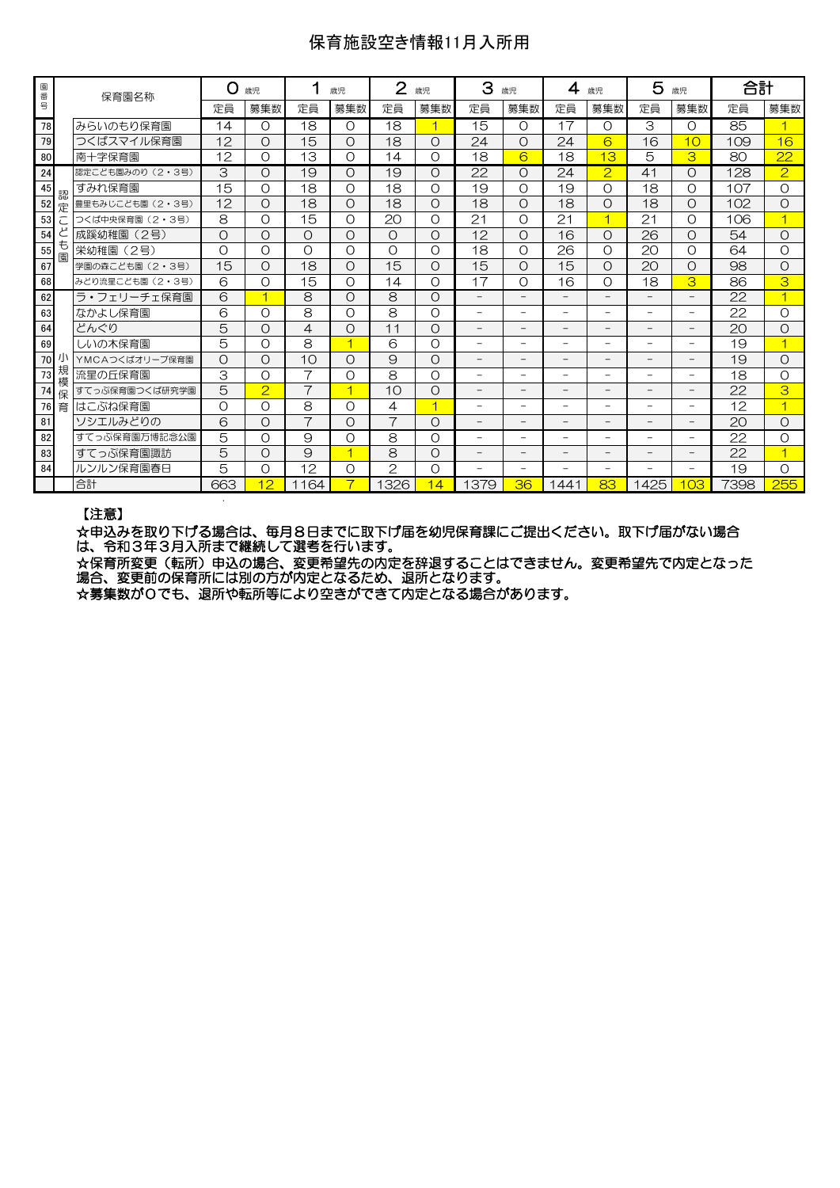# 保育施設空き情報11月入所用

| 園番号 | | 保育園名称 | 0歳児 | | 1歳児 | | 2歳児 | | 3歳児 | | 4歳児 | | 5歳児 | | 合計 | |
|---|---|---|---|---|---|---|---|---|---|---|---|---|---|---|---|---|
| | | | 定員 | 募集数 | 定員 | 募集数 | 定員 | 募集数 | 定員 | 募集数 | 定員 | 募集数 | 定員 | 募集数 | 定員 | 募集数 |
| 78 | | みらいのもり保育園 | 14 | 0 | 18 | 0 | 18 | 1 | 15 | 0 | 17 | 0 | 3 | 0 | 85 | 1 |
| 79 | | つくばスマイル保育園 | 12 | 0 | 15 | 0 | 18 | 0 | 24 | 0 | 24 | 6 | 16 | 10 | 109 | 16 |
| 80 | | 南十字保育園 | 12 | 0 | 13 | 0 | 14 | 0 | 18 | 6 | 18 | 13 | 5 | 3 | 80 | 22 |
| 24 | 認定こども園 | 認定こども園みのり（2・3号） | 3 | 0 | 19 | 0 | 19 | 0 | 22 | 0 | 24 | 2 | 41 | 0 | 128 | 2 |
| 45 | 認定こども園 | すみれ保育園 | 15 | 0 | 18 | 0 | 18 | 0 | 19 | 0 | 19 | 0 | 18 | 0 | 107 | 0 |
| 52 | 認定こども園 | 豊里もみじこども園（2・3号） | 12 | 0 | 18 | 0 | 18 | 0 | 18 | 0 | 18 | 0 | 18 | 0 | 102 | 0 |
| 53 | 認定こども園 | つくば中央保育園（2・3号） | 8 | 0 | 15 | 0 | 20 | 0 | 21 | 0 | 21 | 1 | 21 | 0 | 106 | 1 |
| 54 | 認定こども園 | 成蹊幼稚園（2号） | 0 | 0 | 0 | 0 | 0 | 0 | 12 | 0 | 16 | 0 | 26 | 0 | 54 | 0 |
| 55 | 認定こども園 | 栄幼稚園（2号） | 0 | 0 | 0 | 0 | 0 | 0 | 18 | 0 | 26 | 0 | 20 | 0 | 64 | 0 |
| 67 | 認定こども園 | 学園の森こども園（2・3号） | 15 | 0 | 18 | 0 | 15 | 0 | 15 | 0 | 15 | 0 | 20 | 0 | 98 | 0 |
| 68 | 認定こども園 | みどり流星こども園（2・3号） | 6 | 0 | 15 | 0 | 14 | 0 | 17 | 0 | 16 | 0 | 18 | 3 | 86 | 3 |
| 62 | 小規模保育 | ラ・フェリーチェ保育園 | 6 | 1 | 8 | 0 | 8 | 0 | － | － | － | － | － | － | 22 | 1 |
| 63 | 小規模保育 | なかよし保育園 | 6 | 0 | 8 | 0 | 8 | 0 | － | － | － | － | － | － | 22 | 0 |
| 64 | 小規模保育 | どんぐり | 5 | 0 | 4 | 0 | 11 | 0 | － | － | － | － | － | － | 20 | 0 |
| 69 | 小規模保育 | しいの木保育園 | 5 | 0 | 8 | 1 | 6 | 0 | － | － | － | － | － | － | 19 | 1 |
| 70 | 小規模保育 | YMCAつくばオリーブ保育園 | 0 | 0 | 10 | 0 | 9 | 0 | － | － | － | － | － | － | 19 | 0 |
| 73 | 小規模保育 | 流星の丘保育園 | 3 | 0 | 7 | 0 | 8 | 0 | － | － | － | － | － | － | 18 | 0 |
| 74 | 小規模保育 | すてっぷ保育園つくば研究学園 | 5 | 2 | 7 | 1 | 10 | 0 | － | － | － | － | － | － | 22 | 3 |
| 76 | 小規模保育 | はこぶね保育園 | 0 | 0 | 8 | 0 | 4 | 1 | － | － | － | － | － | － | 12 | 1 |
| 81 | 小規模保育 | ソシエルみどりの | 6 | 0 | 7 | 0 | 7 | 0 | － | － | － | － | － | － | 20 | 0 |
| 82 | 小規模保育 | すてっぷ保育園万博記念公園 | 5 | 0 | 9 | 0 | 8 | 0 | － | － | － | － | － | － | 22 | 0 |
| 83 | 小規模保育 | すてっぷ保育園諏訪 | 5 | 0 | 9 | 1 | 8 | 0 | － | － | － | － | － | － | 22 | 1 |
| 84 | 小規模保育 | ルンルン保育園春日 | 5 | 0 | 12 | 0 | 2 | 0 | － | － | － | － | － | － | 19 | 0 |
| | | 合計 | 663 | 12 | 1164 | 7 | 1326 | 14 | 1379 | 36 | 1441 | 83 | 1425 | 103 | 7398 | 255 |

【注意】

☆申込みを取り下げる場合は、毎月８日までに取下げ届を幼児保育課にご提出ください。取下げ届がない場合は、令和３年３月入所まで継続して選考を行います。

☆保育所変更（転所）申込の場合、変更希望先の内定を辞退することはできません。変更希望先で内定となった場合、変更前の保育所には別の方が内定となるため、退所となります。

☆募集数が0でも、退所や転所等により空きができて内定となる場合があります。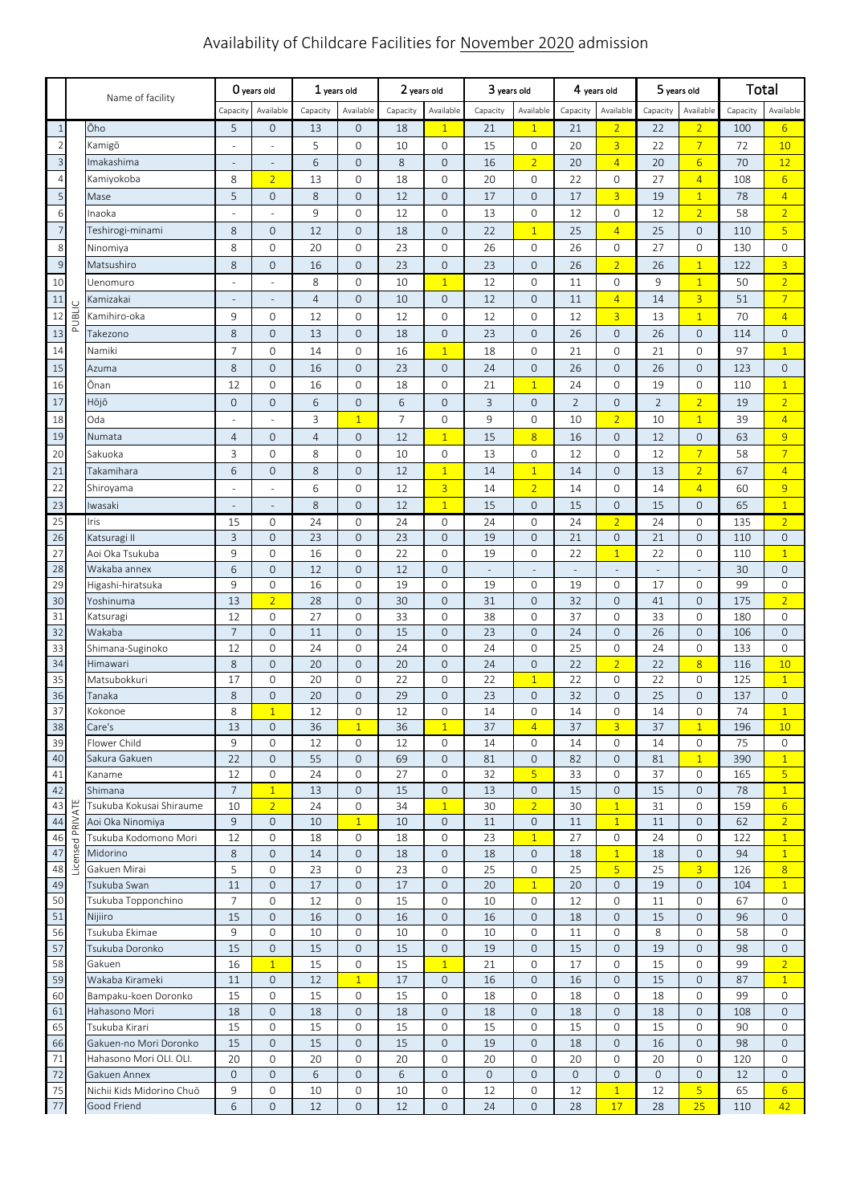# Availability of Childcare Facilities for November 2020 admission

| | | Name of facility | 0 years old | | 1 years old | | 2 years old | | 3 years old | | 4 years old | | 5 years old | | Total | |
|---|---|---|---|---|---|---|---|---|---|---|---|---|---|---|---|---|
| | | | Capacity | Available | Capacity | Available | Capacity | Available | Capacity | Available | Capacity | Available | Capacity | Available | Capacity | Available |
| 1 | PUBLIC | Ōho | 5 | 0 | 13 | 0 | 18 | 1 | 21 | 1 | 21 | 2 | 22 | 2 | 100 | 6 |
| 2 | | Kamigō | - | - | 5 | 0 | 10 | 0 | 15 | 0 | 20 | 3 | 22 | 7 | 72 | 10 |
| 3 | | Imakashima | - | - | 6 | 0 | 8 | 0 | 16 | 2 | 20 | 4 | 20 | 6 | 70 | 12 |
| 4 | | Kamiyokoba | 8 | 2 | 13 | 0 | 18 | 0 | 20 | 0 | 22 | 0 | 27 | 4 | 108 | 6 |
| 5 | | Mase | 5 | 0 | 8 | 0 | 12 | 0 | 17 | 0 | 17 | 3 | 19 | 1 | 78 | 4 |
| 6 | | Inaoka | - | - | 9 | 0 | 12 | 0 | 13 | 0 | 12 | 0 | 12 | 2 | 58 | 2 |
| 7 | | Teshirogi-minami | 8 | 0 | 12 | 0 | 18 | 0 | 22 | 1 | 25 | 4 | 25 | 0 | 110 | 5 |
| 8 | | Ninomiya | 8 | 0 | 20 | 0 | 23 | 0 | 26 | 0 | 26 | 0 | 27 | 0 | 130 | 0 |
| 9 | | Matsushiro | 8 | 0 | 16 | 0 | 23 | 0 | 23 | 0 | 26 | 2 | 26 | 1 | 122 | 3 |
| 10 | | Uenomuro | - | - | 8 | 0 | 10 | 1 | 12 | 0 | 11 | 0 | 9 | 1 | 50 | 2 |
| 11 | | Kamizakai | - | - | 4 | 0 | 10 | 0 | 12 | 0 | 11 | 4 | 14 | 3 | 51 | 7 |
| 12 | | Kamihiro-oka | 9 | 0 | 12 | 0 | 12 | 0 | 12 | 0 | 12 | 3 | 13 | 1 | 70 | 4 |
| 13 | | Takezono | 8 | 0 | 13 | 0 | 18 | 0 | 23 | 0 | 26 | 0 | 26 | 0 | 114 | 0 |
| 14 | | Namiki | 7 | 0 | 14 | 0 | 16 | 1 | 18 | 0 | 21 | 0 | 21 | 0 | 97 | 1 |
| 15 | | Azuma | 8 | 0 | 16 | 0 | 23 | 0 | 24 | 0 | 26 | 0 | 26 | 0 | 123 | 0 |
| 16 | | Ōnan | 12 | 0 | 16 | 0 | 18 | 0 | 21 | 1 | 24 | 0 | 19 | 0 | 110 | 1 |
| 17 | | Hōjō | 0 | 0 | 6 | 0 | 6 | 0 | 3 | 0 | 2 | 0 | 2 | 2 | 19 | 2 |
| 18 | | Oda | - | - | 3 | 1 | 7 | 0 | 9 | 0 | 10 | 2 | 10 | 1 | 39 | 4 |
| 19 | | Numata | 4 | 0 | 4 | 0 | 12 | 1 | 15 | 8 | 16 | 0 | 12 | 0 | 63 | 9 |
| 20 | | Sakuoka | 3 | 0 | 8 | 0 | 10 | 0 | 13 | 0 | 12 | 0 | 12 | 7 | 58 | 7 |
| 21 | | Takamihara | 6 | 0 | 8 | 0 | 12 | 1 | 14 | 1 | 14 | 0 | 13 | 2 | 67 | 4 |
| 22 | | Shiroyama | - | - | 6 | 0 | 12 | 3 | 14 | 2 | 14 | 0 | 14 | 4 | 60 | 9 |
| 23 | | Iwasaki | - | - | 8 | 0 | 12 | 1 | 15 | 0 | 15 | 0 | 15 | 0 | 65 | 1 |
| 25 | Licensed PRIVATE | Iris | 15 | 0 | 24 | 0 | 24 | 0 | 24 | 0 | 24 | 2 | 24 | 0 | 135 | 2 |
| 26 | | Katsuragi II | 3 | 0 | 23 | 0 | 23 | 0 | 19 | 0 | 21 | 0 | 21 | 0 | 110 | 0 |
| 27 | | Aoi Oka Tsukuba | 9 | 0 | 16 | 0 | 22 | 0 | 19 | 0 | 22 | 1 | 22 | 0 | 110 | 1 |
| 28 | | Wakaba annex | 6 | 0 | 12 | 0 | 12 | 0 | - | - | - | - | - | - | 30 | 0 |
| 29 | | Higashi-hiratsuka | 9 | 0 | 16 | 0 | 19 | 0 | 19 | 0 | 19 | 0 | 17 | 0 | 99 | 0 |
| 30 | | Yoshinuma | 13 | 2 | 28 | 0 | 30 | 0 | 31 | 0 | 32 | 0 | 41 | 0 | 175 | 2 |
| 31 | | Katsuragi | 12 | 0 | 27 | 0 | 33 | 0 | 38 | 0 | 37 | 0 | 33 | 0 | 180 | 0 |
| 32 | | Wakaba | 7 | 0 | 11 | 0 | 15 | 0 | 23 | 0 | 24 | 0 | 26 | 0 | 106 | 0 |
| 33 | | Shimana-Suginoko | 12 | 0 | 24 | 0 | 24 | 0 | 24 | 0 | 25 | 0 | 24 | 0 | 133 | 0 |
| 34 | | Himawari | 8 | 0 | 20 | 0 | 20 | 0 | 24 | 0 | 22 | 2 | 22 | 8 | 116 | 10 |
| 35 | | Matsubokkuri | 17 | 0 | 20 | 0 | 22 | 0 | 22 | 1 | 22 | 0 | 22 | 0 | 125 | 1 |
| 36 | | Tanaka | 8 | 0 | 20 | 0 | 29 | 0 | 23 | 0 | 32 | 0 | 25 | 0 | 137 | 0 |
| 37 | | Kokonoe | 8 | 1 | 12 | 0 | 12 | 0 | 14 | 0 | 14 | 0 | 14 | 0 | 74 | 1 |
| 38 | | Care's | 13 | 0 | 36 | 1 | 36 | 1 | 37 | 4 | 37 | 3 | 37 | 1 | 196 | 10 |
| 39 | | Flower Child | 9 | 0 | 12 | 0 | 12 | 0 | 14 | 0 | 14 | 0 | 14 | 0 | 75 | 0 |
| 40 | | Sakura Gakuen | 22 | 0 | 55 | 0 | 69 | 0 | 81 | 0 | 82 | 0 | 81 | 1 | 390 | 1 |
| 41 | | Kaname | 12 | 0 | 24 | 0 | 27 | 0 | 32 | 5 | 33 | 0 | 37 | 0 | 165 | 5 |
| 42 | | Shimana | 7 | 1 | 13 | 0 | 15 | 0 | 13 | 0 | 15 | 0 | 15 | 0 | 78 | 1 |
| 43 | | Tsukuba Kokusai Shiraume | 10 | 2 | 24 | 0 | 34 | 1 | 30 | 2 | 30 | 1 | 31 | 0 | 159 | 6 |
| 44 | | Aoi Oka Ninomiya | 9 | 0 | 10 | 1 | 10 | 0 | 11 | 0 | 11 | 1 | 11 | 0 | 62 | 2 |
| 46 | | Tsukuba Kodomono Mori | 12 | 0 | 18 | 0 | 18 | 0 | 23 | 1 | 27 | 0 | 24 | 0 | 122 | 1 |
| 47 | | Midorino | 8 | 0 | 14 | 0 | 18 | 0 | 18 | 0 | 18 | 1 | 18 | 0 | 94 | 1 |
| 48 | | Gakuen Mirai | 5 | 0 | 23 | 0 | 23 | 0 | 25 | 0 | 25 | 5 | 25 | 3 | 126 | 8 |
| 49 | | Tsukuba Swan | 11 | 0 | 17 | 0 | 17 | 0 | 20 | 1 | 20 | 0 | 19 | 0 | 104 | 1 |
| 50 | | Tsukuba Topponchino | 7 | 0 | 12 | 0 | 15 | 0 | 10 | 0 | 12 | 0 | 11 | 0 | 67 | 0 |
| 51 | | Nijiiro | 15 | 0 | 16 | 0 | 16 | 0 | 16 | 0 | 18 | 0 | 15 | 0 | 96 | 0 |
| 56 | | Tsukuba Ekimae | 9 | 0 | 10 | 0 | 10 | 0 | 10 | 0 | 11 | 0 | 8 | 0 | 58 | 0 |
| 57 | | Tsukuba Doronko | 15 | 0 | 15 | 0 | 15 | 0 | 19 | 0 | 15 | 0 | 19 | 0 | 98 | 0 |
| 58 | | Gakuen | 16 | 1 | 15 | 0 | 15 | 1 | 21 | 0 | 17 | 0 | 15 | 0 | 99 | 2 |
| 59 | | Wakaba Kirameki | 11 | 0 | 12 | 1 | 17 | 0 | 16 | 0 | 16 | 0 | 15 | 0 | 87 | 1 |
| 60 | | Bampaku-koen Doronko | 15 | 0 | 15 | 0 | 15 | 0 | 18 | 0 | 18 | 0 | 18 | 0 | 99 | 0 |
| 61 | | Hahasono Mori | 18 | 0 | 18 | 0 | 18 | 0 | 18 | 0 | 18 | 0 | 18 | 0 | 108 | 0 |
| 65 | | Tsukuba Kirari | 15 | 0 | 15 | 0 | 15 | 0 | 15 | 0 | 15 | 0 | 15 | 0 | 90 | 0 |
| 66 | | Gakuen-no Mori Doronko | 15 | 0 | 15 | 0 | 15 | 0 | 19 | 0 | 18 | 0 | 16 | 0 | 98 | 0 |
| 71 | | Hahasono Mori OLI. OLI. | 20 | 0 | 20 | 0 | 20 | 0 | 20 | 0 | 20 | 0 | 20 | 0 | 120 | 0 |
| 72 | | Gakuen Annex | 0 | 0 | 6 | 0 | 6 | 0 | 0 | 0 | 0 | 0 | 0 | 0 | 12 | 0 |
| 75 | | Nichii Kids Midorino Chuō | 9 | 0 | 10 | 0 | 10 | 0 | 12 | 0 | 12 | 1 | 12 | 5 | 65 | 6 |
| 77 | | Good Friend | 6 | 0 | 12 | 0 | 12 | 0 | 24 | 0 | 28 | 17 | 28 | 25 | 110 | 42 |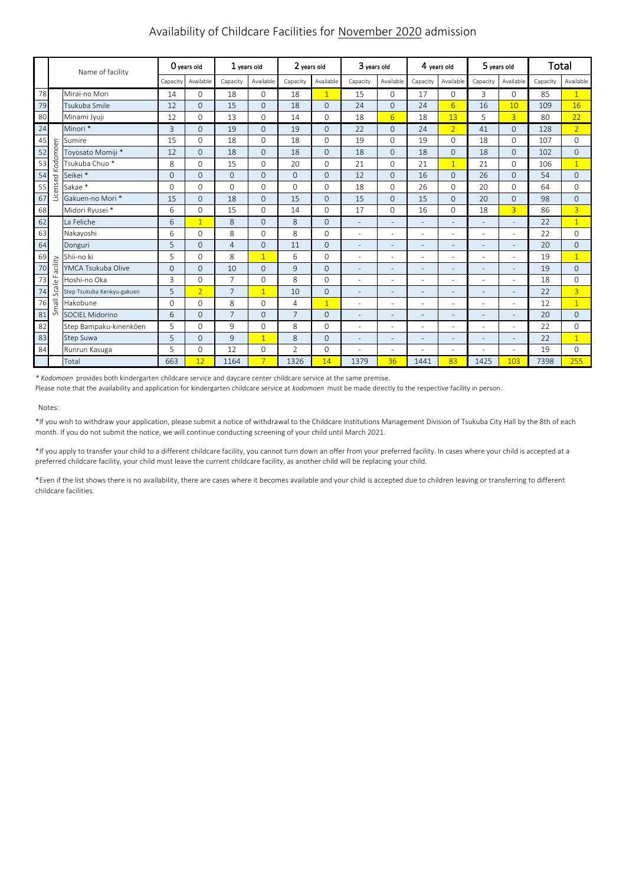# Availability of Childcare Facilities for November 2020 admission

| | | Name of facility | 0 years old | | 1 years old | | 2 years old | | 3 years old | | 4 years old | | 5 years old | | Total | |
|---|---|---|---|---|---|---|---|---|---|---|---|---|---|---|---|---|
| | | | Capacity | Available | Capacity | Available | Capacity | Available | Capacity | Available | Capacity | Available | Capacity | Available | Capacity | Available |
| 78 | | Mirai-no Mori | 14 | 0 | 18 | 0 | 18 | 1 | 15 | 0 | 17 | 0 | 3 | 0 | 85 | 1 |
| 79 | | Tsukuba Smile | 12 | 0 | 15 | 0 | 18 | 0 | 24 | 0 | 24 | 6 | 16 | 10 | 109 | 16 |
| 80 | | Minami Jyuji | 12 | 0 | 13 | 0 | 14 | 0 | 18 | 6 | 18 | 13 | 5 | 3 | 80 | 22 |
| 24 | Licensed *Kodomoen* | Minori * | 3 | 0 | 19 | 0 | 19 | 0 | 22 | 0 | 24 | 2 | 41 | 0 | 128 | 2 |
| 45 | | Sumire | 15 | 0 | 18 | 0 | 18 | 0 | 19 | 0 | 19 | 0 | 18 | 0 | 107 | 0 |
| 52 | | Toyosato Momiji * | 12 | 0 | 18 | 0 | 18 | 0 | 18 | 0 | 18 | 0 | 18 | 0 | 102 | 0 |
| 53 | | Tsukuba Chuo * | 8 | 0 | 15 | 0 | 20 | 0 | 21 | 0 | 21 | 1 | 21 | 0 | 106 | 1 |
| 54 | | Seikei * | 0 | 0 | 0 | 0 | 0 | 0 | 12 | 0 | 16 | 0 | 26 | 0 | 54 | 0 |
| 55 | | Sakae * | 0 | 0 | 0 | 0 | 0 | 0 | 18 | 0 | 26 | 0 | 20 | 0 | 64 | 0 |
| 67 | | Gakuen-no Mori * | 15 | 0 | 18 | 0 | 15 | 0 | 15 | 0 | 15 | 0 | 20 | 0 | 98 | 0 |
| 68 | | Midori Ryusei * | 6 | 0 | 15 | 0 | 14 | 0 | 17 | 0 | 16 | 0 | 18 | 3 | 86 | 3 |
| 62 | Small Scale Facility | La Feliche | 6 | 1 | 8 | 0 | 8 | 0 | - | - | - | - | - | - | 22 | 1 |
| 63 | | Nakayoshi | 6 | 0 | 8 | 0 | 8 | 0 | - | - | - | - | - | - | 22 | 0 |
| 64 | | Donguri | 5 | 0 | 4 | 0 | 11 | 0 | - | - | - | - | - | - | 20 | 0 |
| 69 | | Shii-no ki | 5 | 0 | 8 | 1 | 6 | 0 | - | - | - | - | - | - | 19 | 1 |
| 70 | | YMCA Tsukuba Olive | 0 | 0 | 10 | 0 | 9 | 0 | - | - | - | - | - | - | 19 | 0 |
| 73 | | Hoshi-no Oka | 3 | 0 | 7 | 0 | 8 | 0 | - | - | - | - | - | - | 18 | 0 |
| 74 | | Step Tsukuba Kenkyu-gakuen | 5 | 2 | 7 | 1 | 10 | 0 | - | - | - | - | - | - | 22 | 3 |
| 76 | | Hakobune | 0 | 0 | 8 | 0 | 4 | 1 | - | - | - | - | - | - | 12 | 1 |
| 81 | | SOCIEL Midorino | 6 | 0 | 7 | 0 | 7 | 0 | - | - | - | - | - | - | 20 | 0 |
| 82 | | Step Bampaku-kinenkōen | 5 | 0 | 9 | 0 | 8 | 0 | - | - | - | - | - | - | 22 | 0 |
| 83 | | Step Suwa | 5 | 0 | 9 | 1 | 8 | 0 | - | - | - | - | - | - | 22 | 1 |
| 84 | | Runrun Kasuga | 5 | 0 | 12 | 0 | 2 | 0 | - | - | - | - | - | - | 19 | 0 |
| | | Total | 663 | 12 | 1164 | 7 | 1326 | 14 | 1379 | 36 | 1441 | 83 | 1425 | 103 | 7398 | 255 |

*\* Kodomoen* provides both kindergarten childcare service and daycare center childcare service at the same premise.
Please note that the availability and application for kindergarten childcare service at *kodomoen* must be made directly to the respective facility in person.

Notes:

*If you wish to withdraw your application, please submit a notice of withdrawal to the Childcare Institutions Management Division of Tsukuba City Hall by the 8th of each month. If you do not submit the notice, we will continue conducting screening of your child until March 2021.

*If you apply to transfer your child to a different childcare facility, you cannot turn down an offer from your preferred facility. In cases where your child is accepted at a preferred childcare facility, your child must leave the current childcare facility, as another child will be replacing your child.

*Even if the list shows there is no availability, there are cases where it becomes available and your child is accepted due to children leaving or transferring to different childcare facilities.